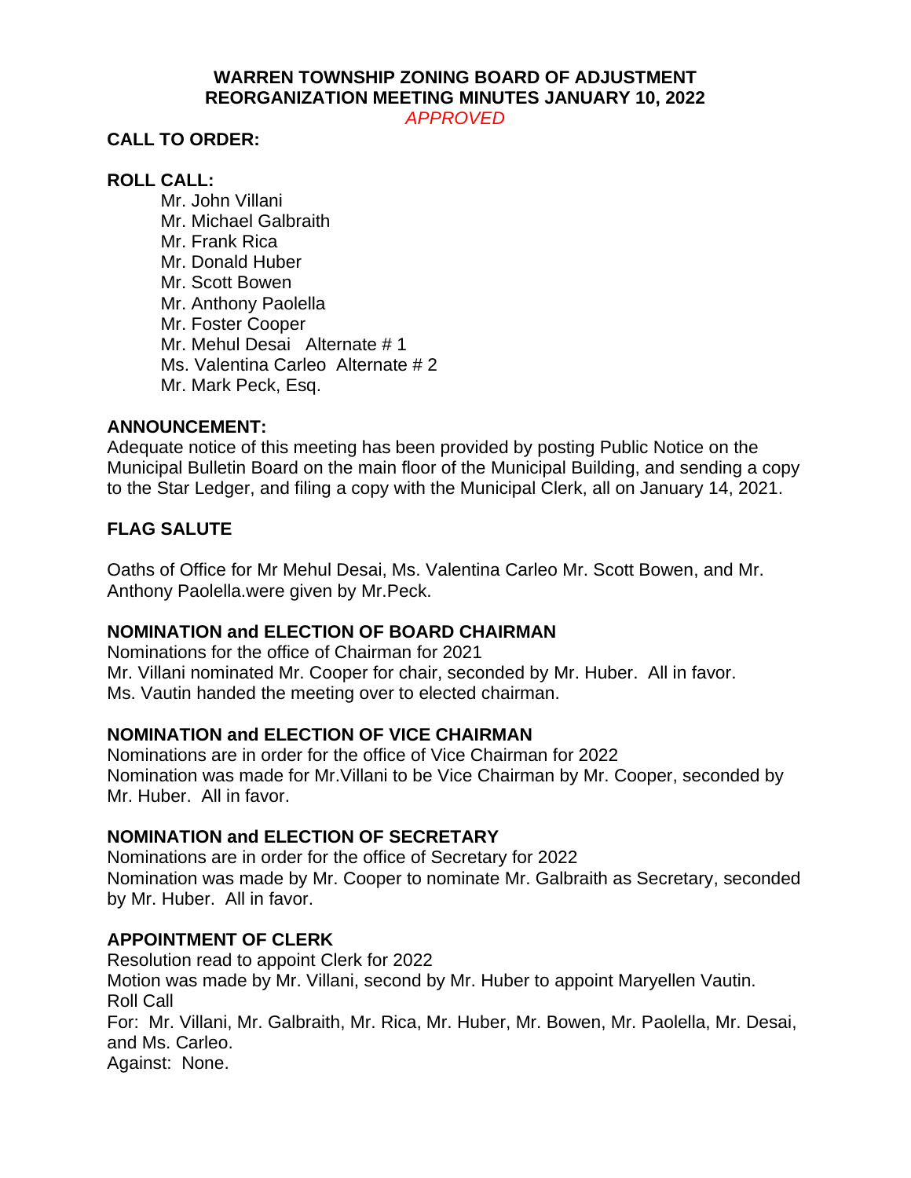# WARREN TOWNSHIP ZONING BOARD OF ADJUSTMENT
# REORGANIZATION MEETING MINUTES JANUARY 10, 2022

*APPROVED*

**CALL TO ORDER:**

**ROLL CALL:**

Mr. John Villani
Mr. Michael Galbraith
Mr. Frank Rica
Mr. Donald Huber
Mr. Scott Bowen
Mr. Anthony Paolella
Mr. Foster Cooper
Mr. Mehul Desai Alternate # 1
Ms. Valentina Carleo Alternate # 2
Mr. Mark Peck, Esq.

**ANNOUNCEMENT:**

Adequate notice of this meeting has been provided by posting Public Notice on the Municipal Bulletin Board on the main floor of the Municipal Building, and sending a copy to the Star Ledger, and filing a copy with the Municipal Clerk, all on January 14, 2021.

**FLAG SALUTE**

Oaths of Office for Mr Mehul Desai, Ms. Valentina Carleo Mr. Scott Bowen, and Mr. Anthony Paolella.were given by Mr.Peck.

**NOMINATION and ELECTION OF BOARD CHAIRMAN**

Nominations for the office of Chairman for 2021
Mr. Villani nominated Mr. Cooper for chair, seconded by Mr. Huber. All in favor.
Ms. Vautin handed the meeting over to elected chairman.

**NOMINATION and ELECTION OF VICE CHAIRMAN**

Nominations are in order for the office of Vice Chairman for 2022
Nomination was made for Mr.Villani to be Vice Chairman by Mr. Cooper, seconded by Mr. Huber. All in favor.

**NOMINATION and ELECTION OF SECRETARY**

Nominations are in order for the office of Secretary for 2022
Nomination was made by Mr. Cooper to nominate Mr. Galbraith as Secretary, seconded by Mr. Huber. All in favor.

**APPOINTMENT OF CLERK**

Resolution read to appoint Clerk for 2022
Motion was made by Mr. Villani, second by Mr. Huber to appoint Maryellen Vautin.
Roll Call
For: Mr. Villani, Mr. Galbraith, Mr. Rica, Mr. Huber, Mr. Bowen, Mr. Paolella, Mr. Desai, and Ms. Carleo.
Against: None.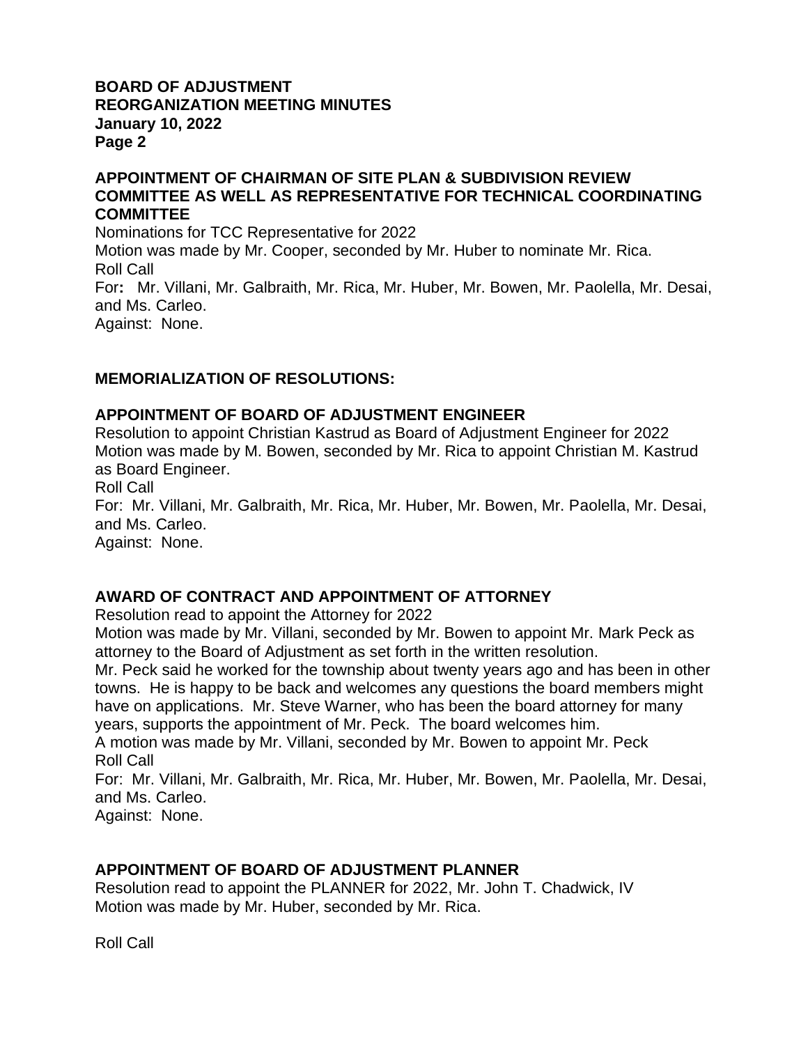## APPOINTMENT OF CHAIRMAN OF SITE PLAN & SUBDIVISION REVIEW COMMITTEE AS WELL AS REPRESENTATIVE FOR TECHNICAL COORDINATING COMMITTEE

Nominations for TCC Representative for 2022
Motion was made by Mr. Cooper, seconded by Mr. Huber to nominate Mr. Rica.
Roll Call
For**:** Mr. Villani, Mr. Galbraith, Mr. Rica, Mr. Huber, Mr. Bowen, Mr. Paolella, Mr. Desai, and Ms. Carleo.
Against: None.

## MEMORIALIZATION OF RESOLUTIONS:

## APPOINTMENT OF BOARD OF ADJUSTMENT ENGINEER

Resolution to appoint Christian Kastrud as Board of Adjustment Engineer for 2022
Motion was made by M. Bowen, seconded by Mr. Rica to appoint Christian M. Kastrud as Board Engineer.
Roll Call
For: Mr. Villani, Mr. Galbraith, Mr. Rica, Mr. Huber, Mr. Bowen, Mr. Paolella, Mr. Desai, and Ms. Carleo.
Against: None.

## AWARD OF CONTRACT AND APPOINTMENT OF ATTORNEY

Resolution read to appoint the Attorney for 2022
Motion was made by Mr. Villani, seconded by Mr. Bowen to appoint Mr. Mark Peck as attorney to the Board of Adjustment as set forth in the written resolution.
Mr. Peck said he worked for the township about twenty years ago and has been in other towns. He is happy to be back and welcomes any questions the board members might have on applications. Mr. Steve Warner, who has been the board attorney for many years, supports the appointment of Mr. Peck. The board welcomes him.
A motion was made by Mr. Villani, seconded by Mr. Bowen to appoint Mr. Peck
Roll Call
For: Mr. Villani, Mr. Galbraith, Mr. Rica, Mr. Huber, Mr. Bowen, Mr. Paolella, Mr. Desai, and Ms. Carleo.
Against: None.

## APPOINTMENT OF BOARD OF ADJUSTMENT PLANNER

Resolution read to appoint the PLANNER for 2022, Mr. John T. Chadwick, IV
Motion was made by Mr. Huber, seconded by Mr. Rica.

Roll Call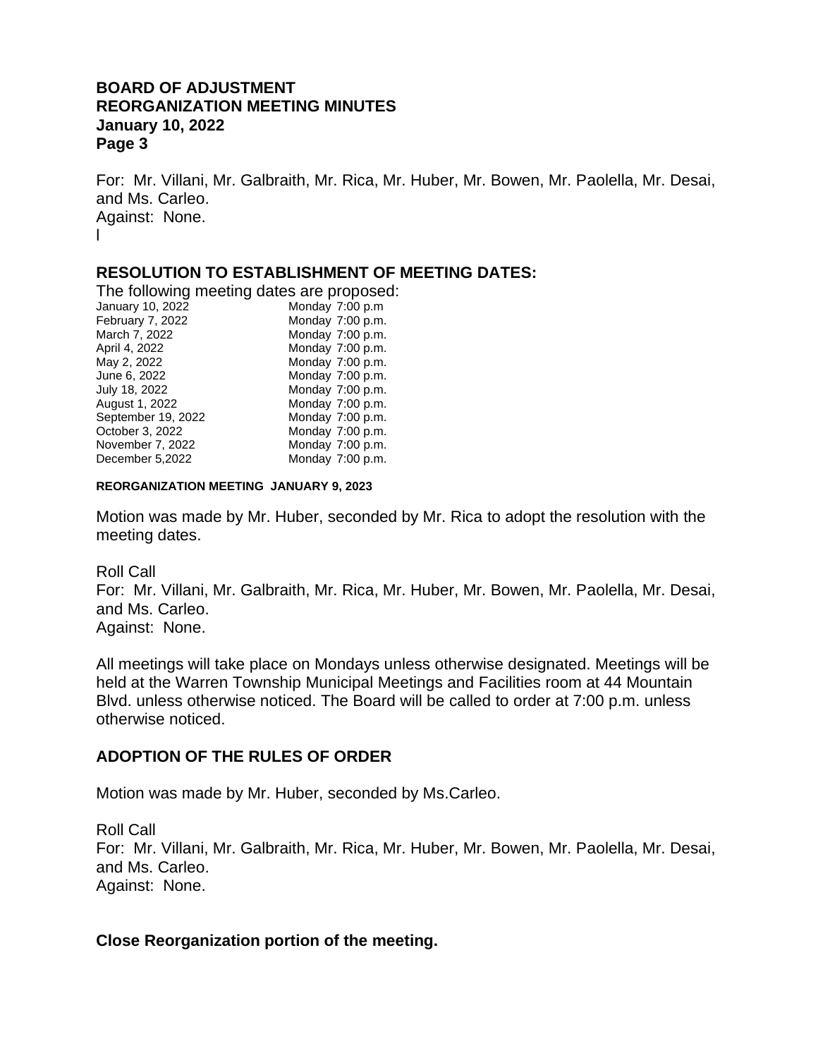For: Mr. Villani, Mr. Galbraith, Mr. Rica, Mr. Huber, Mr. Bowen, Mr. Paolella, Mr. Desai, and Ms. Carleo.
Against: None.
l

## RESOLUTION TO ESTABLISHMENT OF MEETING DATES:

The following meeting dates are proposed:

| | |
|---|---|
| January 10, 2022 | Monday 7:00 p.m |
| February 7, 2022 | Monday 7:00 p.m. |
| March 7, 2022 | Monday 7:00 p.m. |
| April 4, 2022 | Monday 7:00 p.m. |
| May 2, 2022 | Monday 7:00 p.m. |
| June 6, 2022 | Monday 7:00 p.m. |
| July 18, 2022 | Monday 7:00 p.m. |
| August 1, 2022 | Monday 7:00 p.m. |
| September 19, 2022 | Monday 7:00 p.m. |
| October 3, 2022 | Monday 7:00 p.m. |
| November 7, 2022 | Monday 7:00 p.m. |
| December 5,2022 | Monday 7:00 p.m. |

**REORGANIZATION MEETING JANUARY 9, 2023**

Motion was made by Mr. Huber, seconded by Mr. Rica to adopt the resolution with the meeting dates.

Roll Call
For: Mr. Villani, Mr. Galbraith, Mr. Rica, Mr. Huber, Mr. Bowen, Mr. Paolella, Mr. Desai, and Ms. Carleo.
Against: None.

All meetings will take place on Mondays unless otherwise designated. Meetings will be held at the Warren Township Municipal Meetings and Facilities room at 44 Mountain Blvd. unless otherwise noticed. The Board will be called to order at 7:00 p.m. unless otherwise noticed.

## ADOPTION OF THE RULES OF ORDER

Motion was made by Mr. Huber, seconded by Ms.Carleo.

Roll Call
For: Mr. Villani, Mr. Galbraith, Mr. Rica, Mr. Huber, Mr. Bowen, Mr. Paolella, Mr. Desai, and Ms. Carleo.
Against: None.

**Close Reorganization portion of the meeting.**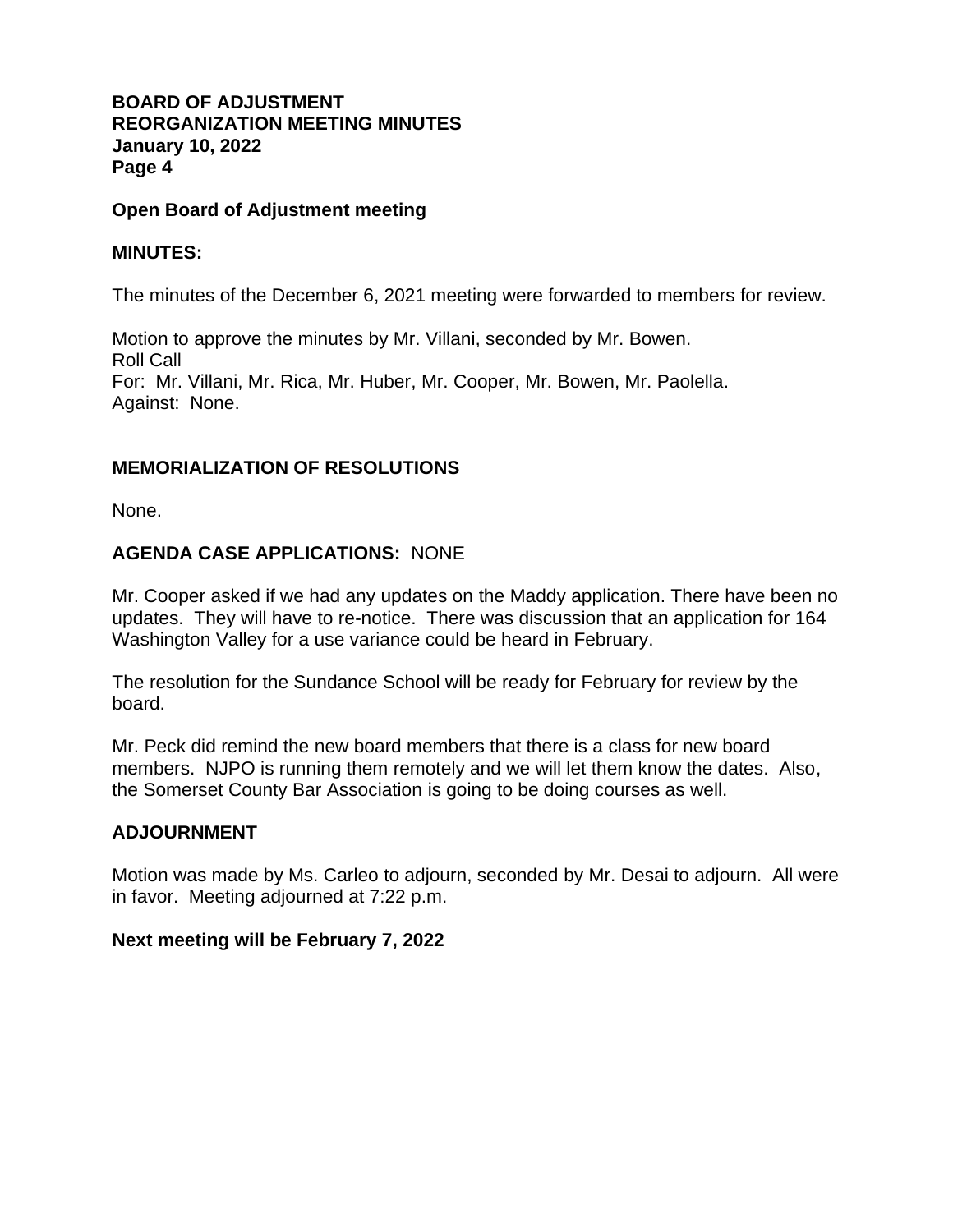**Open Board of Adjustment meeting**

**MINUTES:**

The minutes of the December 6, 2021 meeting were forwarded to members for review.

Motion to approve the minutes by Mr. Villani, seconded by Mr. Bowen.
Roll Call
For: Mr. Villani, Mr. Rica, Mr. Huber, Mr. Cooper, Mr. Bowen, Mr. Paolella.
Against: None.

**MEMORIALIZATION OF RESOLUTIONS**

None.

**AGENDA CASE APPLICATIONS:** NONE

Mr. Cooper asked if we had any updates on the Maddy application. There have been no updates. They will have to re-notice. There was discussion that an application for 164 Washington Valley for a use variance could be heard in February.

The resolution for the Sundance School will be ready for February for review by the board.

Mr. Peck did remind the new board members that there is a class for new board members. NJPO is running them remotely and we will let them know the dates. Also, the Somerset County Bar Association is going to be doing courses as well.

**ADJOURNMENT**

Motion was made by Ms. Carleo to adjourn, seconded by Mr. Desai to adjourn. All were in favor. Meeting adjourned at 7:22 p.m.

**Next meeting will be February 7, 2022**